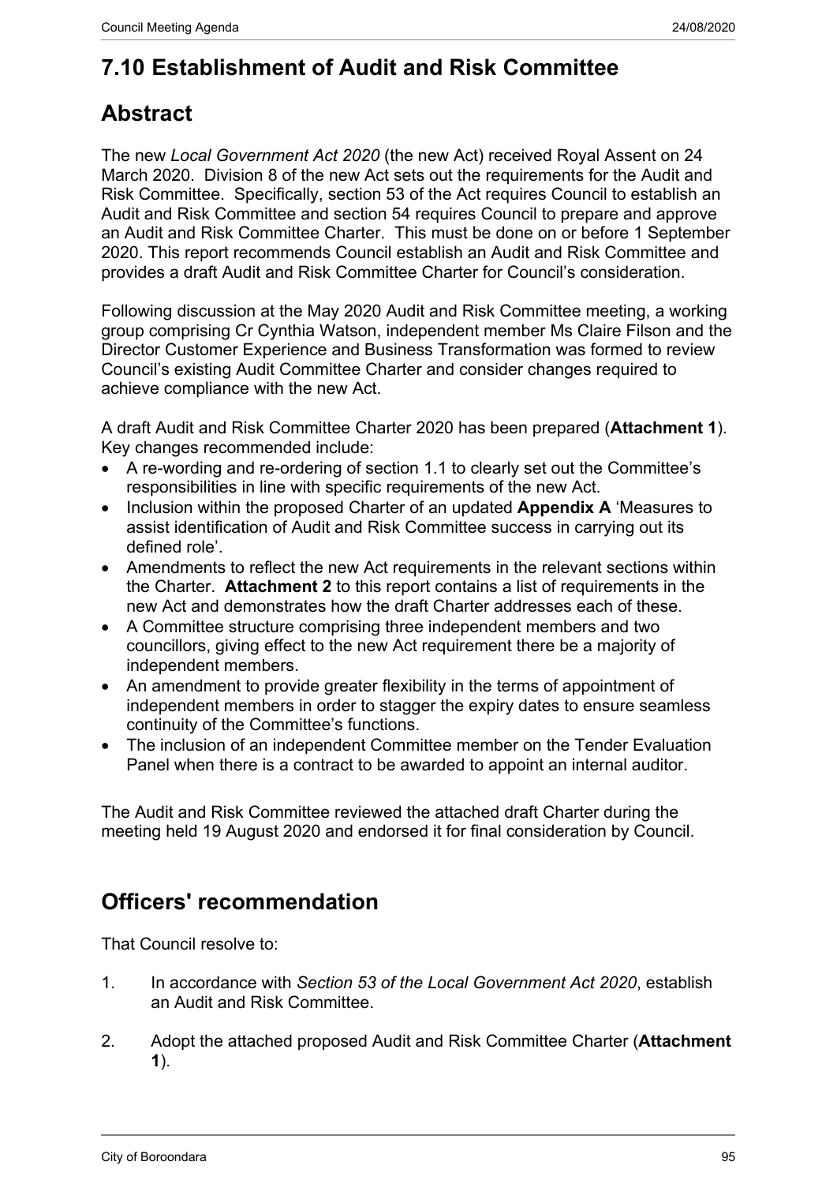# 7.10 Establishment of Audit and Risk Committee

## Abstract

The new *Local Government Act 2020* (the new Act) received Royal Assent on 24 March 2020. Division 8 of the new Act sets out the requirements for the Audit and Risk Committee. Specifically, section 53 of the Act requires Council to establish an Audit and Risk Committee and section 54 requires Council to prepare and approve an Audit and Risk Committee Charter. This must be done on or before 1 September 2020. This report recommends Council establish an Audit and Risk Committee and provides a draft Audit and Risk Committee Charter for Council's consideration.

Following discussion at the May 2020 Audit and Risk Committee meeting, a working group comprising Cr Cynthia Watson, independent member Ms Claire Filson and the Director Customer Experience and Business Transformation was formed to review Council's existing Audit Committee Charter and consider changes required to achieve compliance with the new Act.

A draft Audit and Risk Committee Charter 2020 has been prepared (**Attachment 1**). Key changes recommended include:

- A re-wording and re-ordering of section 1.1 to clearly set out the Committee's responsibilities in line with specific requirements of the new Act.
- Inclusion within the proposed Charter of an updated **Appendix A** 'Measures to assist identification of Audit and Risk Committee success in carrying out its defined role'.
- Amendments to reflect the new Act requirements in the relevant sections within the Charter. **Attachment 2** to this report contains a list of requirements in the new Act and demonstrates how the draft Charter addresses each of these.
- A Committee structure comprising three independent members and two councillors, giving effect to the new Act requirement there be a majority of independent members.
- An amendment to provide greater flexibility in the terms of appointment of independent members in order to stagger the expiry dates to ensure seamless continuity of the Committee's functions.
- The inclusion of an independent Committee member on the Tender Evaluation Panel when there is a contract to be awarded to appoint an internal auditor.

The Audit and Risk Committee reviewed the attached draft Charter during the meeting held 19 August 2020 and endorsed it for final consideration by Council.

## Officers' recommendation

That Council resolve to:

1. In accordance with *Section 53 of the Local Government Act 2020*, establish an Audit and Risk Committee.

2. Adopt the attached proposed Audit and Risk Committee Charter (**Attachment 1**).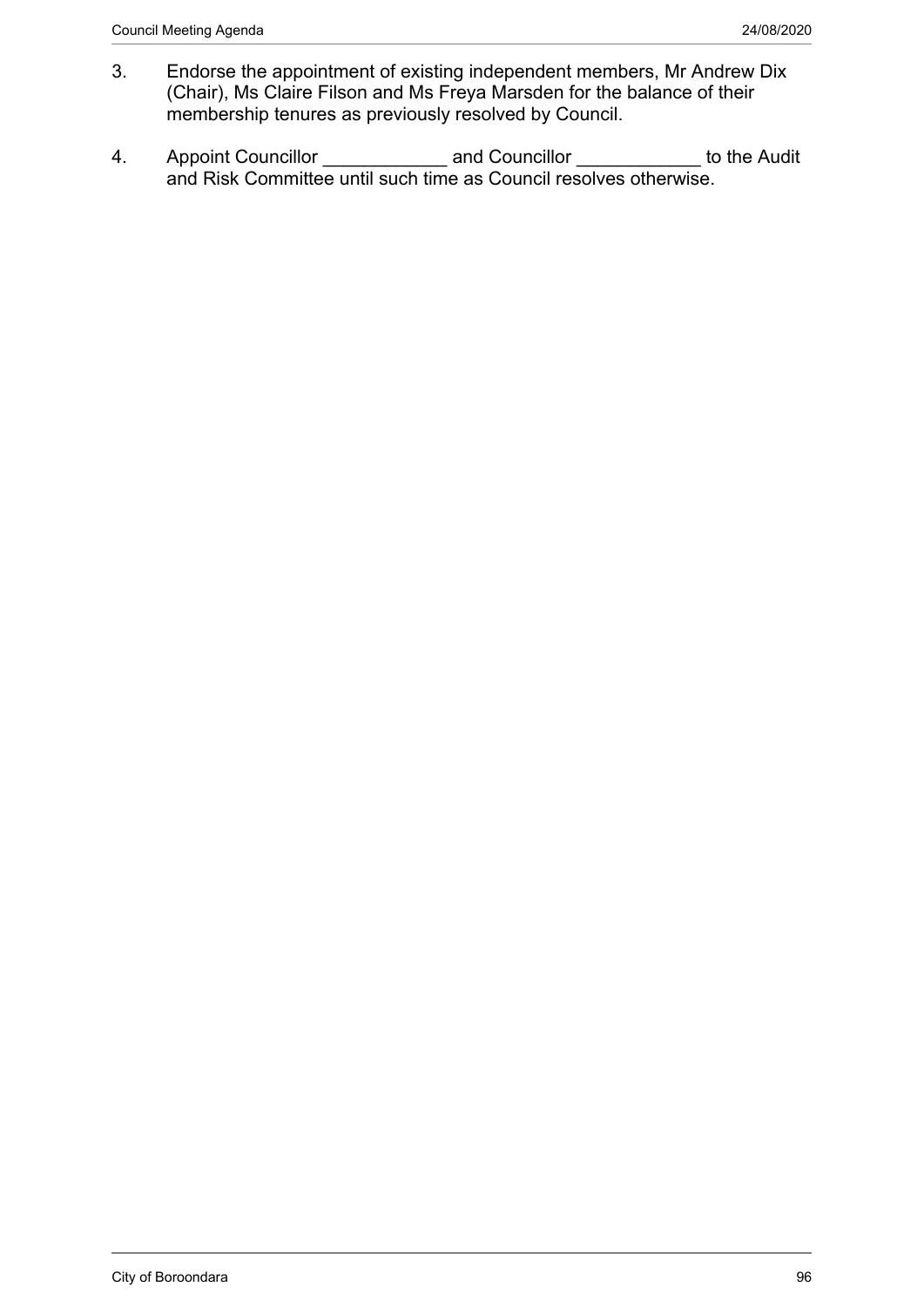3. Endorse the appointment of existing independent members, Mr Andrew Dix (Chair), Ms Claire Filson and Ms Freya Marsden for the balance of their membership tenures as previously resolved by Council.

4. Appoint Councillor ____________ and Councillor ____________ to the Audit and Risk Committee until such time as Council resolves otherwise.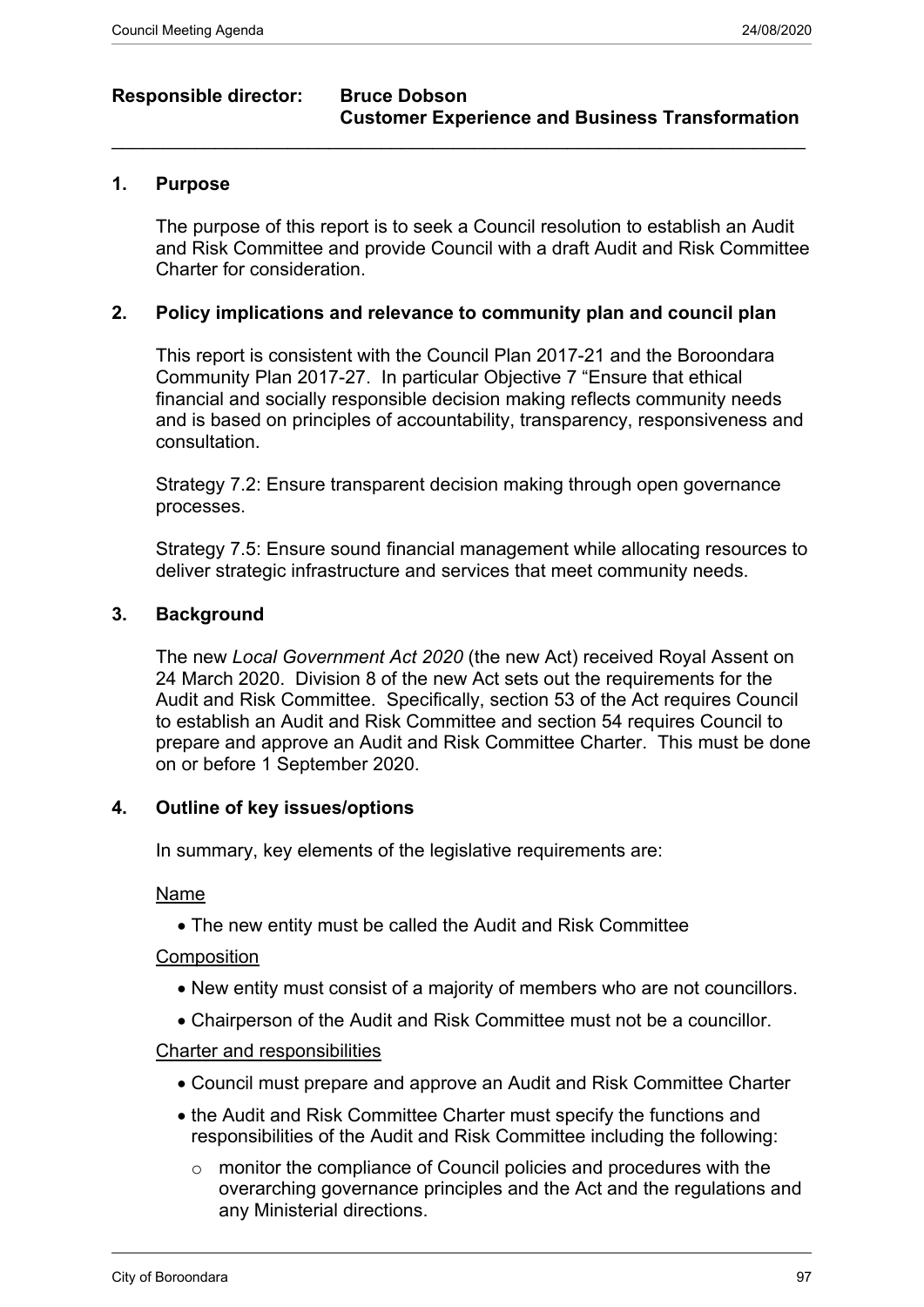**Responsible director:** **Bruce Dobson**
**Customer Experience and Business Transformation**

---

## 1. Purpose

The purpose of this report is to seek a Council resolution to establish an Audit and Risk Committee and provide Council with a draft Audit and Risk Committee Charter for consideration.

## 2. Policy implications and relevance to community plan and council plan

This report is consistent with the Council Plan 2017-21 and the Boroondara Community Plan 2017-27. In particular Objective 7 "Ensure that ethical financial and socially responsible decision making reflects community needs and is based on principles of accountability, transparency, responsiveness and consultation.

Strategy 7.2: Ensure transparent decision making through open governance processes.

Strategy 7.5: Ensure sound financial management while allocating resources to deliver strategic infrastructure and services that meet community needs.

## 3. Background

The new *Local Government Act 2020* (the new Act) received Royal Assent on 24 March 2020. Division 8 of the new Act sets out the requirements for the Audit and Risk Committee. Specifically, section 53 of the Act requires Council to establish an Audit and Risk Committee and section 54 requires Council to prepare and approve an Audit and Risk Committee Charter. This must be done on or before 1 September 2020.

## 4. Outline of key issues/options

In summary, key elements of the legislative requirements are:

<u>Name</u>

- The new entity must be called the Audit and Risk Committee

<u>Composition</u>

- New entity must consist of a majority of members who are not councillors.
- Chairperson of the Audit and Risk Committee must not be a councillor.

<u>Charter and responsibilities</u>

- Council must prepare and approve an Audit and Risk Committee Charter
- the Audit and Risk Committee Charter must specify the functions and responsibilities of the Audit and Risk Committee including the following:
  - monitor the compliance of Council policies and procedures with the overarching governance principles and the Act and the regulations and any Ministerial directions.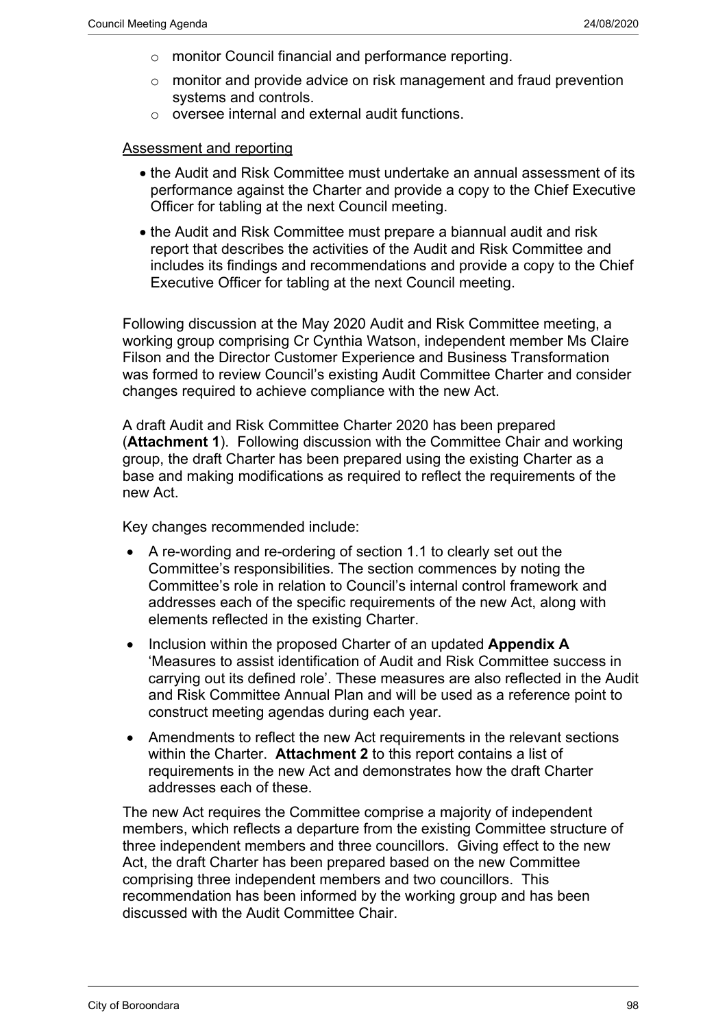- monitor Council financial and performance reporting.
- monitor and provide advice on risk management and fraud prevention systems and controls.
- oversee internal and external audit functions.

Assessment and reporting

- the Audit and Risk Committee must undertake an annual assessment of its performance against the Charter and provide a copy to the Chief Executive Officer for tabling at the next Council meeting.
- the Audit and Risk Committee must prepare a biannual audit and risk report that describes the activities of the Audit and Risk Committee and includes its findings and recommendations and provide a copy to the Chief Executive Officer for tabling at the next Council meeting.

Following discussion at the May 2020 Audit and Risk Committee meeting, a working group comprising Cr Cynthia Watson, independent member Ms Claire Filson and the Director Customer Experience and Business Transformation was formed to review Council's existing Audit Committee Charter and consider changes required to achieve compliance with the new Act.

A draft Audit and Risk Committee Charter 2020 has been prepared (**Attachment 1**). Following discussion with the Committee Chair and working group, the draft Charter has been prepared using the existing Charter as a base and making modifications as required to reflect the requirements of the new Act.

Key changes recommended include:

- A re-wording and re-ordering of section 1.1 to clearly set out the Committee's responsibilities. The section commences by noting the Committee's role in relation to Council's internal control framework and addresses each of the specific requirements of the new Act, along with elements reflected in the existing Charter.
- Inclusion within the proposed Charter of an updated **Appendix A** 'Measures to assist identification of Audit and Risk Committee success in carrying out its defined role'. These measures are also reflected in the Audit and Risk Committee Annual Plan and will be used as a reference point to construct meeting agendas during each year.
- Amendments to reflect the new Act requirements in the relevant sections within the Charter. **Attachment 2** to this report contains a list of requirements in the new Act and demonstrates how the draft Charter addresses each of these.

The new Act requires the Committee comprise a majority of independent members, which reflects a departure from the existing Committee structure of three independent members and three councillors. Giving effect to the new Act, the draft Charter has been prepared based on the new Committee comprising three independent members and two councillors. This recommendation has been informed by the working group and has been discussed with the Audit Committee Chair.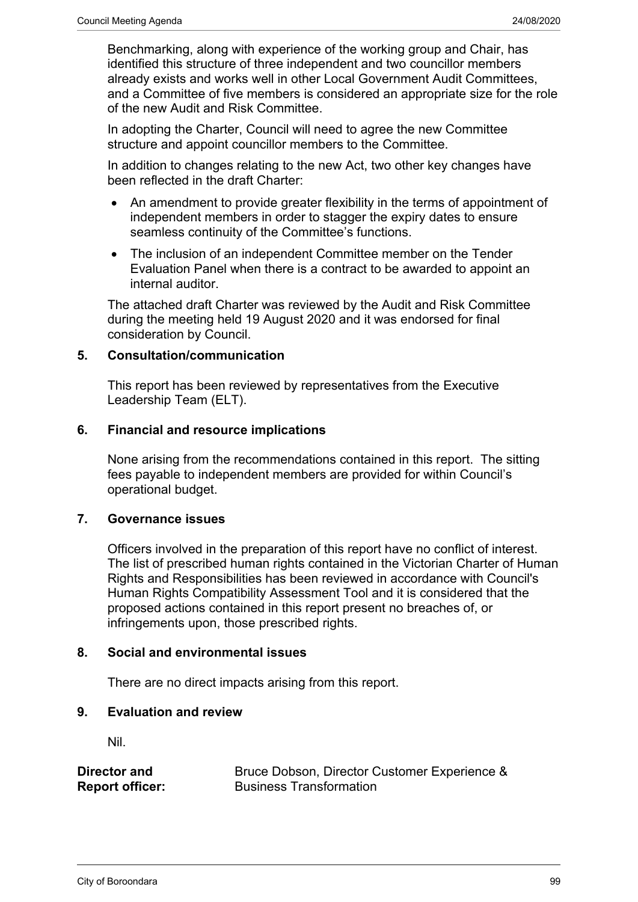Benchmarking, along with experience of the working group and Chair, has identified this structure of three independent and two councillor members already exists and works well in other Local Government Audit Committees, and a Committee of five members is considered an appropriate size for the role of the new Audit and Risk Committee.

In adopting the Charter, Council will need to agree the new Committee structure and appoint councillor members to the Committee.

In addition to changes relating to the new Act, two other key changes have been reflected in the draft Charter:

- An amendment to provide greater flexibility in the terms of appointment of independent members in order to stagger the expiry dates to ensure seamless continuity of the Committee's functions.
- The inclusion of an independent Committee member on the Tender Evaluation Panel when there is a contract to be awarded to appoint an internal auditor.

The attached draft Charter was reviewed by the Audit and Risk Committee during the meeting held 19 August 2020 and it was endorsed for final consideration by Council.

## 5. Consultation/communication

This report has been reviewed by representatives from the Executive Leadership Team (ELT).

## 6. Financial and resource implications

None arising from the recommendations contained in this report. The sitting fees payable to independent members are provided for within Council's operational budget.

## 7. Governance issues

Officers involved in the preparation of this report have no conflict of interest. The list of prescribed human rights contained in the Victorian Charter of Human Rights and Responsibilities has been reviewed in accordance with Council's Human Rights Compatibility Assessment Tool and it is considered that the proposed actions contained in this report present no breaches of, or infringements upon, those prescribed rights.

## 8. Social and environmental issues

There are no direct impacts arising from this report.

## 9. Evaluation and review

Nil.

**Director and Report officer:** Bruce Dobson, Director Customer Experience & Business Transformation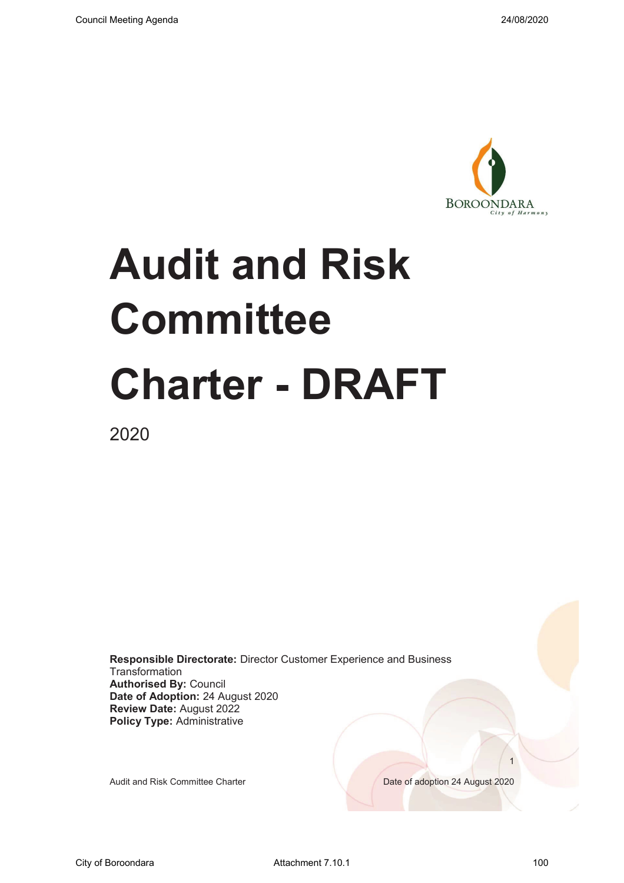# Audit and Risk Committee Charter - DRAFT

2020

**Responsible Directorate:** Director Customer Experience and Business Transformation
**Authorised By:** Council
**Date of Adoption:** 24 August 2020
**Review Date:** August 2022
**Policy Type:** Administrative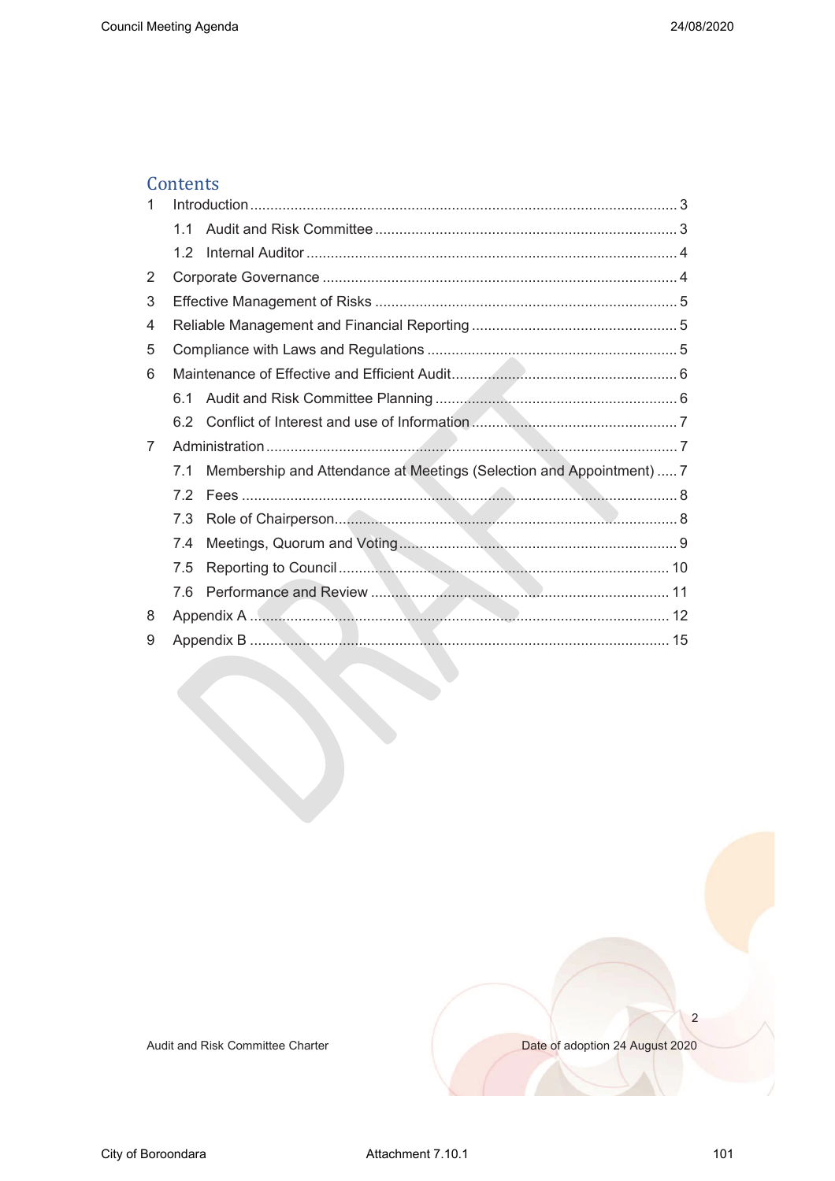## Contents

| | | |
|---|---|---|
| 1 | Introduction | 3 |
| | 1.1 Audit and Risk Committee | 3 |
| | 1.2 Internal Auditor | 4 |
| 2 | Corporate Governance | 4 |
| 3 | Effective Management of Risks | 5 |
| 4 | Reliable Management and Financial Reporting | 5 |
| 5 | Compliance with Laws and Regulations | 5 |
| 6 | Maintenance of Effective and Efficient Audit | 6 |
| | 6.1 Audit and Risk Committee Planning | 6 |
| | 6.2 Conflict of Interest and use of Information | 7 |
| 7 | Administration | 7 |
| | 7.1 Membership and Attendance at Meetings (Selection and Appointment) | 7 |
| | 7.2 Fees | 8 |
| | 7.3 Role of Chairperson | 8 |
| | 7.4 Meetings, Quorum and Voting | 9 |
| | 7.5 Reporting to Council | 10 |
| | 7.6 Performance and Review | 11 |
| 8 | Appendix A | 12 |
| 9 | Appendix B | 15 |

DRAFT

Audit and Risk Committee Charter

Date of adoption 24 August 2020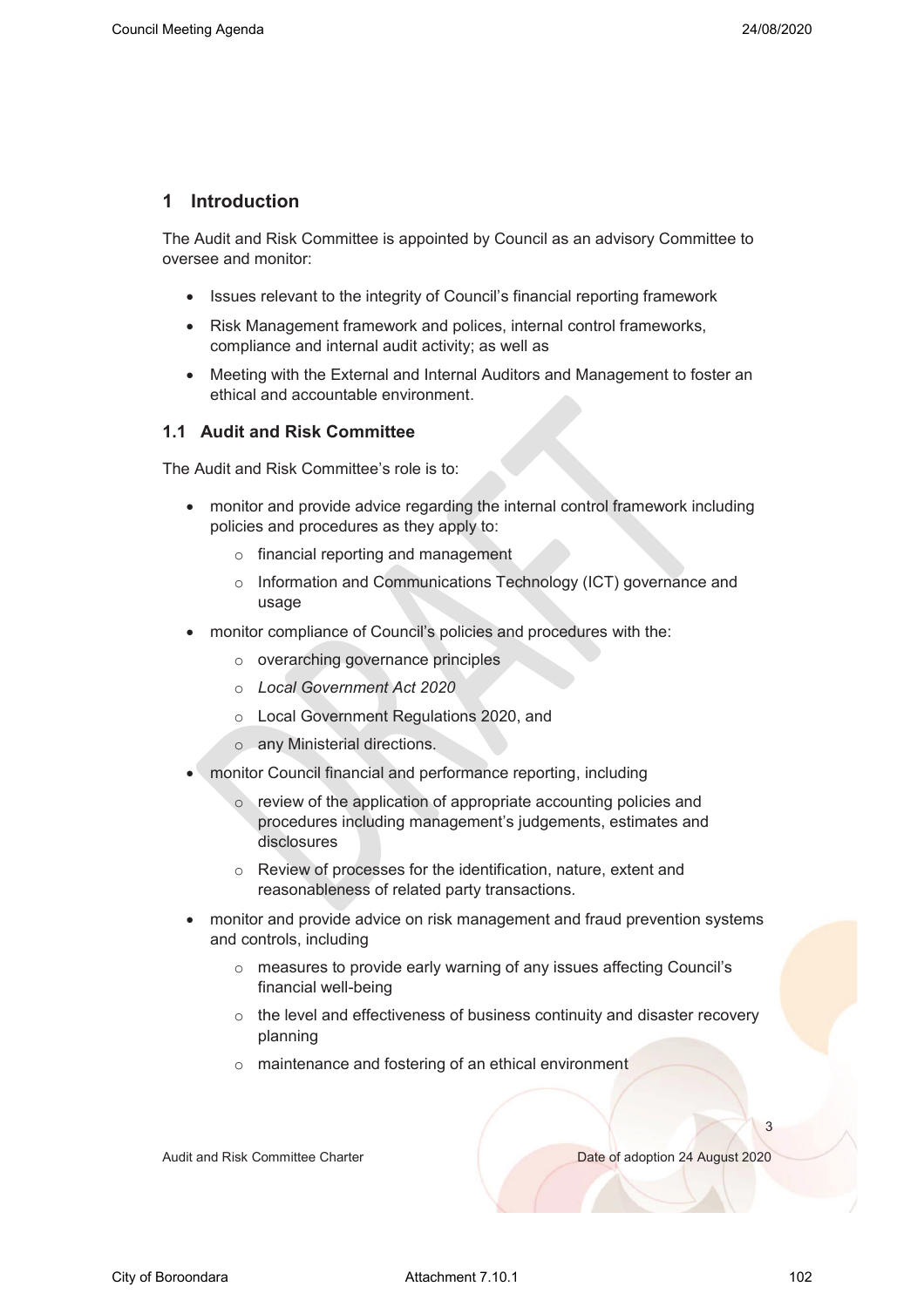# 1 Introduction

The Audit and Risk Committee is appointed by Council as an advisory Committee to oversee and monitor:

- Issues relevant to the integrity of Council's financial reporting framework
- Risk Management framework and polices, internal control frameworks, compliance and internal audit activity; as well as
- Meeting with the External and Internal Auditors and Management to foster an ethical and accountable environment.

## 1.1 Audit and Risk Committee

The Audit and Risk Committee's role is to:

- monitor and provide advice regarding the internal control framework including policies and procedures as they apply to:
    - financial reporting and management
    - Information and Communications Technology (ICT) governance and usage
- monitor compliance of Council's policies and procedures with the:
    - overarching governance principles
    - *Local Government Act 2020*
    - Local Government Regulations 2020, and
    - any Ministerial directions.
- monitor Council financial and performance reporting, including
    - review of the application of appropriate accounting policies and procedures including management's judgements, estimates and disclosures
    - Review of processes for the identification, nature, extent and reasonableness of related party transactions.
- monitor and provide advice on risk management and fraud prevention systems and controls, including
    - measures to provide early warning of any issues affecting Council's financial well-being
    - the level and effectiveness of business continuity and disaster recovery planning
    - maintenance and fostering of an ethical environment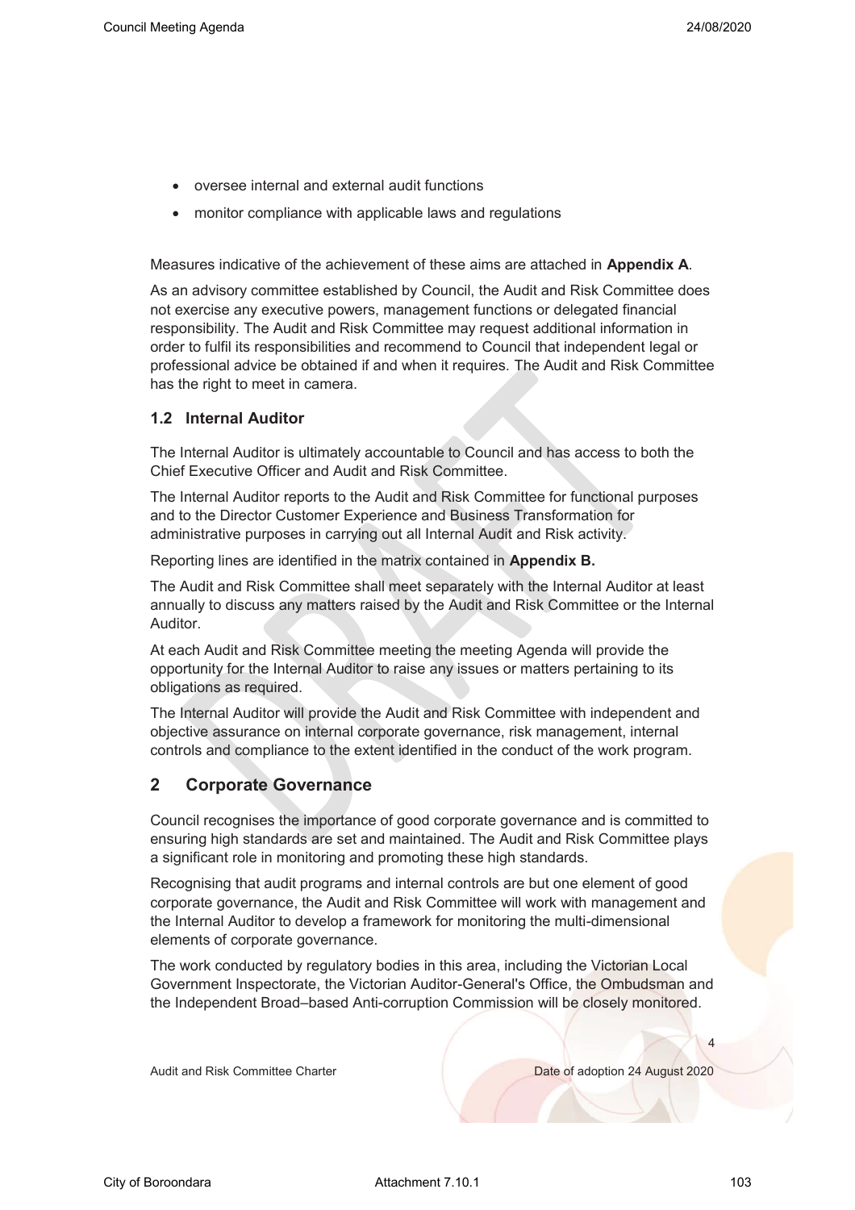- oversee internal and external audit functions
- monitor compliance with applicable laws and regulations

Measures indicative of the achievement of these aims are attached in **Appendix A**.

As an advisory committee established by Council, the Audit and Risk Committee does not exercise any executive powers, management functions or delegated financial responsibility. The Audit and Risk Committee may request additional information in order to fulfil its responsibilities and recommend to Council that independent legal or professional advice be obtained if and when it requires. The Audit and Risk Committee has the right to meet in camera.

### 1.2 Internal Auditor

The Internal Auditor is ultimately accountable to Council and has access to both the Chief Executive Officer and Audit and Risk Committee.

The Internal Auditor reports to the Audit and Risk Committee for functional purposes and to the Director Customer Experience and Business Transformation for administrative purposes in carrying out all Internal Audit and Risk activity.

Reporting lines are identified in the matrix contained in **Appendix B.**

The Audit and Risk Committee shall meet separately with the Internal Auditor at least annually to discuss any matters raised by the Audit and Risk Committee or the Internal Auditor.

At each Audit and Risk Committee meeting the meeting Agenda will provide the opportunity for the Internal Auditor to raise any issues or matters pertaining to its obligations as required.

The Internal Auditor will provide the Audit and Risk Committee with independent and objective assurance on internal corporate governance, risk management, internal controls and compliance to the extent identified in the conduct of the work program.

## 2 Corporate Governance

Council recognises the importance of good corporate governance and is committed to ensuring high standards are set and maintained. The Audit and Risk Committee plays a significant role in monitoring and promoting these high standards.

Recognising that audit programs and internal controls are but one element of good corporate governance, the Audit and Risk Committee will work with management and the Internal Auditor to develop a framework for monitoring the multi-dimensional elements of corporate governance.

The work conducted by regulatory bodies in this area, including the Victorian Local Government Inspectorate, the Victorian Auditor-General's Office, the Ombudsman and the Independent Broad–based Anti-corruption Commission will be closely monitored.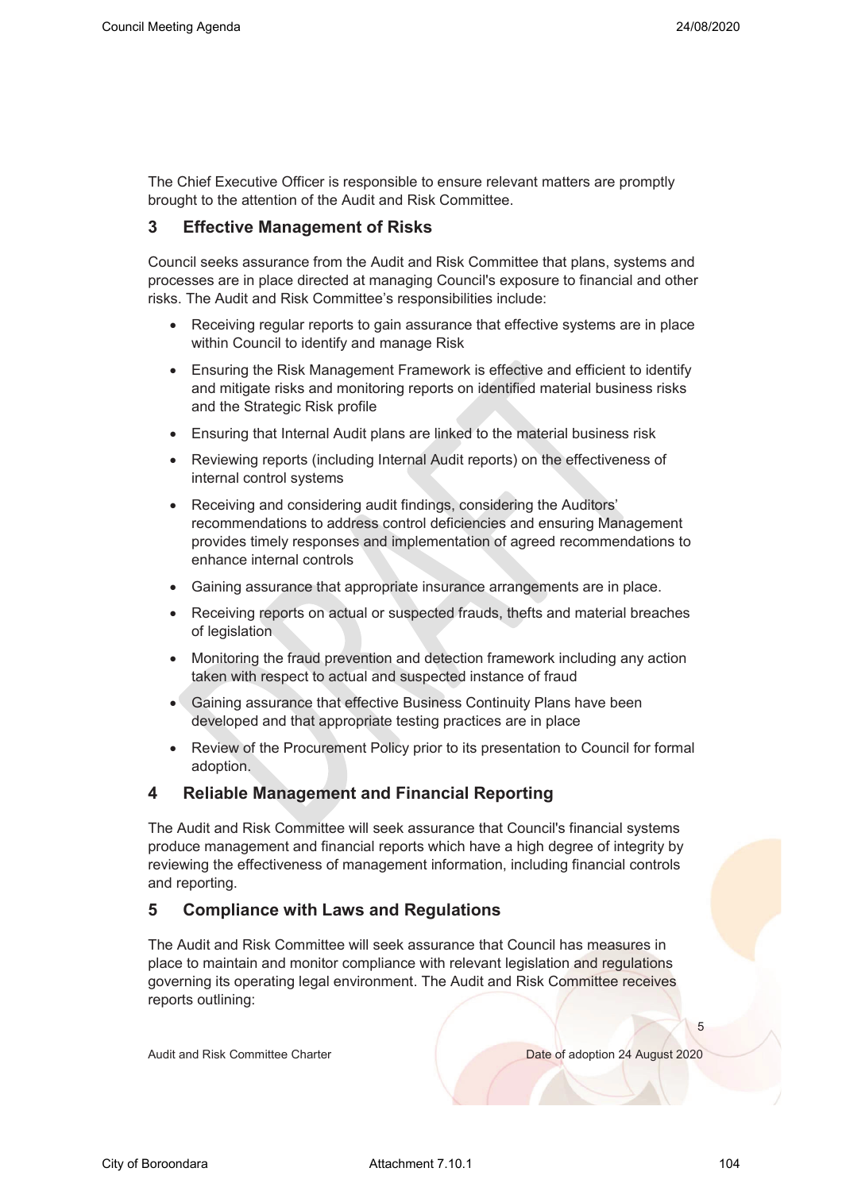The Chief Executive Officer is responsible to ensure relevant matters are promptly brought to the attention of the Audit and Risk Committee.

## 3 Effective Management of Risks

Council seeks assurance from the Audit and Risk Committee that plans, systems and processes are in place directed at managing Council's exposure to financial and other risks. The Audit and Risk Committee's responsibilities include:

- Receiving regular reports to gain assurance that effective systems are in place within Council to identify and manage Risk
- Ensuring the Risk Management Framework is effective and efficient to identify and mitigate risks and monitoring reports on identified material business risks and the Strategic Risk profile
- Ensuring that Internal Audit plans are linked to the material business risk
- Reviewing reports (including Internal Audit reports) on the effectiveness of internal control systems
- Receiving and considering audit findings, considering the Auditors' recommendations to address control deficiencies and ensuring Management provides timely responses and implementation of agreed recommendations to enhance internal controls
- Gaining assurance that appropriate insurance arrangements are in place.
- Receiving reports on actual or suspected frauds, thefts and material breaches of legislation
- Monitoring the fraud prevention and detection framework including any action taken with respect to actual and suspected instance of fraud
- Gaining assurance that effective Business Continuity Plans have been developed and that appropriate testing practices are in place
- Review of the Procurement Policy prior to its presentation to Council for formal adoption.

## 4 Reliable Management and Financial Reporting

The Audit and Risk Committee will seek assurance that Council's financial systems produce management and financial reports which have a high degree of integrity by reviewing the effectiveness of management information, including financial controls and reporting.

## 5 Compliance with Laws and Regulations

The Audit and Risk Committee will seek assurance that Council has measures in place to maintain and monitor compliance with relevant legislation and regulations governing its operating legal environment. The Audit and Risk Committee receives reports outlining: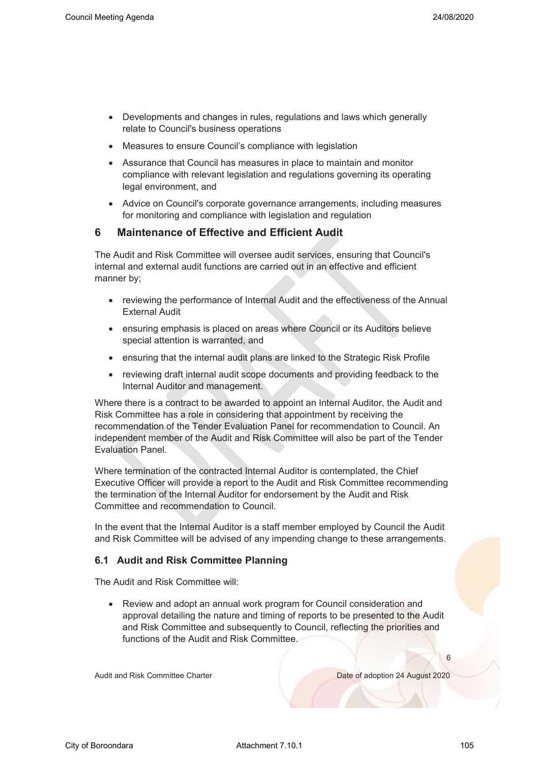- Developments and changes in rules, regulations and laws which generally relate to Council's business operations
- Measures to ensure Council's compliance with legislation
- Assurance that Council has measures in place to maintain and monitor compliance with relevant legislation and regulations governing its operating legal environment, and
- Advice on Council's corporate governance arrangements, including measures for monitoring and compliance with legislation and regulation

## 6 Maintenance of Effective and Efficient Audit

The Audit and Risk Committee will oversee audit services, ensuring that Council's internal and external audit functions are carried out in an effective and efficient manner by;

- reviewing the performance of Internal Audit and the effectiveness of the Annual External Audit
- ensuring emphasis is placed on areas where Council or its Auditors believe special attention is warranted, and
- ensuring that the internal audit plans are linked to the Strategic Risk Profile
- reviewing draft internal audit scope documents and providing feedback to the Internal Auditor and management.

Where there is a contract to be awarded to appoint an Internal Auditor, the Audit and Risk Committee has a role in considering that appointment by receiving the recommendation of the Tender Evaluation Panel for recommendation to Council. An independent member of the Audit and Risk Committee will also be part of the Tender Evaluation Panel.

Where termination of the contracted Internal Auditor is contemplated, the Chief Executive Officer will provide a report to the Audit and Risk Committee recommending the termination of the Internal Auditor for endorsement by the Audit and Risk Committee and recommendation to Council.

In the event that the Internal Auditor is a staff member employed by Council the Audit and Risk Committee will be advised of any impending change to these arrangements.

### 6.1 Audit and Risk Committee Planning

The Audit and Risk Committee will:

- Review and adopt an annual work program for Council consideration and approval detailing the nature and timing of reports to be presented to the Audit and Risk Committee and subsequently to Council, reflecting the priorities and functions of the Audit and Risk Committee.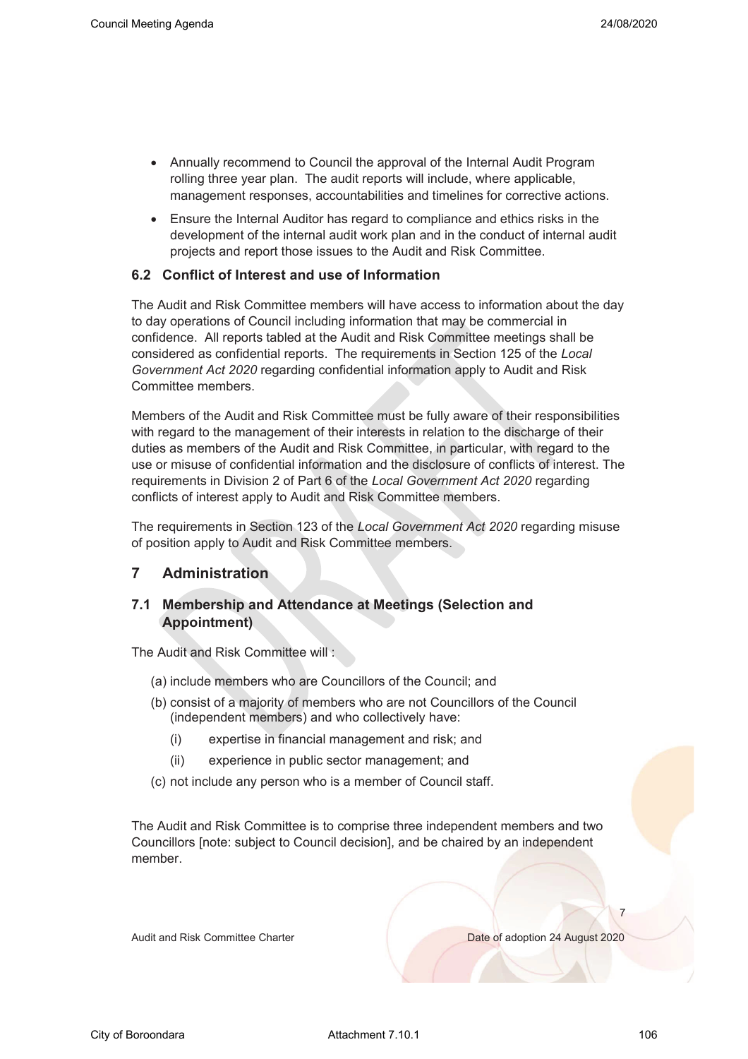- Annually recommend to Council the approval of the Internal Audit Program rolling three year plan. The audit reports will include, where applicable, management responses, accountabilities and timelines for corrective actions.
- Ensure the Internal Auditor has regard to compliance and ethics risks in the development of the internal audit work plan and in the conduct of internal audit projects and report those issues to the Audit and Risk Committee.

### 6.2 Conflict of Interest and use of Information

The Audit and Risk Committee members will have access to information about the day to day operations of Council including information that may be commercial in confidence. All reports tabled at the Audit and Risk Committee meetings shall be considered as confidential reports. The requirements in Section 125 of the *Local Government Act 2020* regarding confidential information apply to Audit and Risk Committee members.

Members of the Audit and Risk Committee must be fully aware of their responsibilities with regard to the management of their interests in relation to the discharge of their duties as members of the Audit and Risk Committee, in particular, with regard to the use or misuse of confidential information and the disclosure of conflicts of interest. The requirements in Division 2 of Part 6 of the *Local Government Act 2020* regarding conflicts of interest apply to Audit and Risk Committee members.

The requirements in Section 123 of the *Local Government Act 2020* regarding misuse of position apply to Audit and Risk Committee members.

## 7 Administration

### 7.1 Membership and Attendance at Meetings (Selection and Appointment)

The Audit and Risk Committee will :

(a) include members who are Councillors of the Council; and

(b) consist of a majority of members who are not Councillors of the Council (independent members) and who collectively have:

  (i) expertise in financial management and risk; and

  (ii) experience in public sector management; and

(c) not include any person who is a member of Council staff.

The Audit and Risk Committee is to comprise three independent members and two Councillors [note: subject to Council decision], and be chaired by an independent member.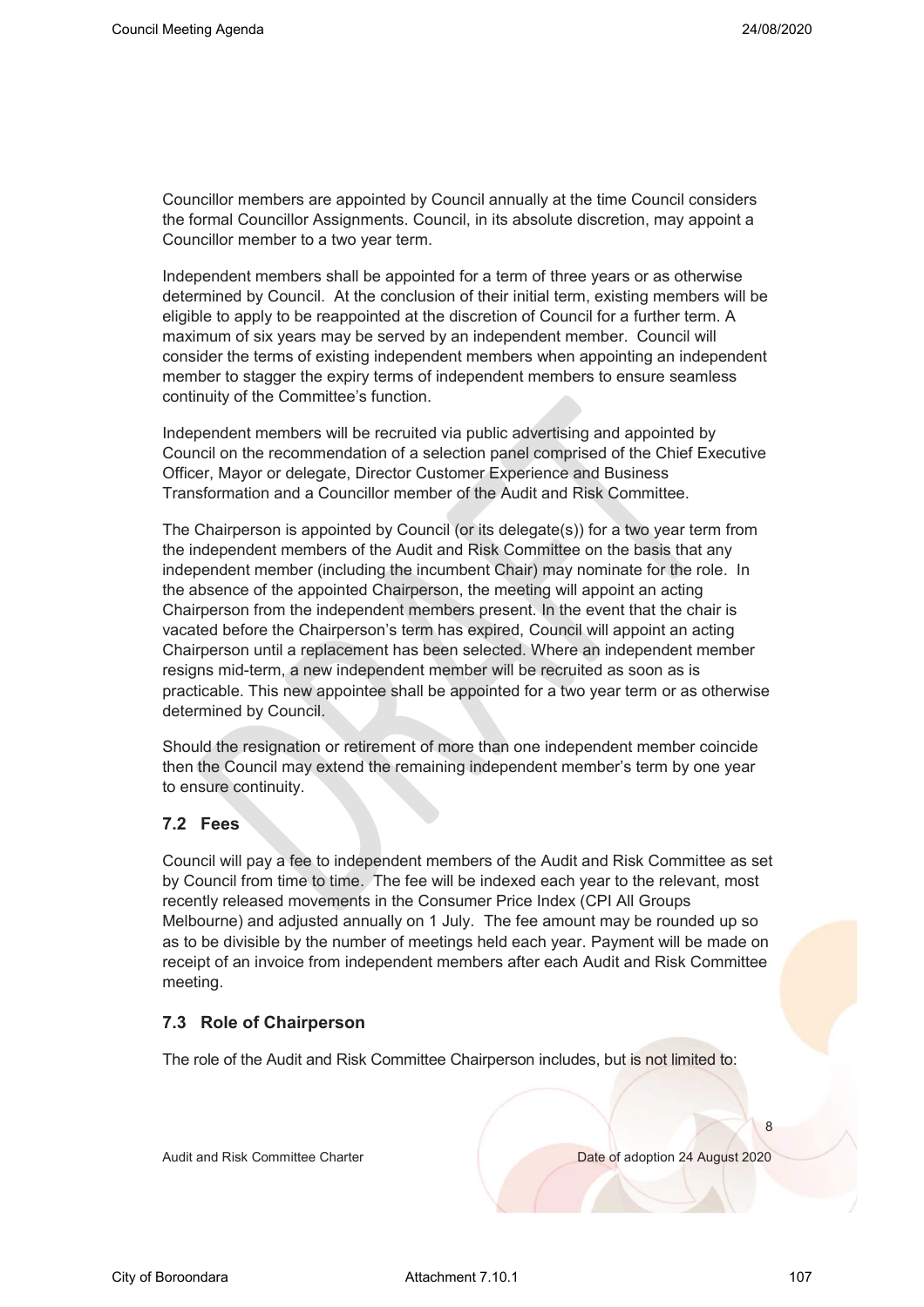Councillor members are appointed by Council annually at the time Council considers the formal Councillor Assignments. Council, in its absolute discretion, may appoint a Councillor member to a two year term.

Independent members shall be appointed for a term of three years or as otherwise determined by Council. At the conclusion of their initial term, existing members will be eligible to apply to be reappointed at the discretion of Council for a further term. A maximum of six years may be served by an independent member. Council will consider the terms of existing independent members when appointing an independent member to stagger the expiry terms of independent members to ensure seamless continuity of the Committee's function.

Independent members will be recruited via public advertising and appointed by Council on the recommendation of a selection panel comprised of the Chief Executive Officer, Mayor or delegate, Director Customer Experience and Business Transformation and a Councillor member of the Audit and Risk Committee.

The Chairperson is appointed by Council (or its delegate(s)) for a two year term from the independent members of the Audit and Risk Committee on the basis that any independent member (including the incumbent Chair) may nominate for the role. In the absence of the appointed Chairperson, the meeting will appoint an acting Chairperson from the independent members present. In the event that the chair is vacated before the Chairperson's term has expired, Council will appoint an acting Chairperson until a replacement has been selected. Where an independent member resigns mid-term, a new independent member will be recruited as soon as is practicable. This new appointee shall be appointed for a two year term or as otherwise determined by Council.

Should the resignation or retirement of more than one independent member coincide then the Council may extend the remaining independent member's term by one year to ensure continuity.

### 7.2 Fees

Council will pay a fee to independent members of the Audit and Risk Committee as set by Council from time to time. The fee will be indexed each year to the relevant, most recently released movements in the Consumer Price Index (CPI All Groups Melbourne) and adjusted annually on 1 July. The fee amount may be rounded up so as to be divisible by the number of meetings held each year. Payment will be made on receipt of an invoice from independent members after each Audit and Risk Committee meeting.

### 7.3 Role of Chairperson

The role of the Audit and Risk Committee Chairperson includes, but is not limited to: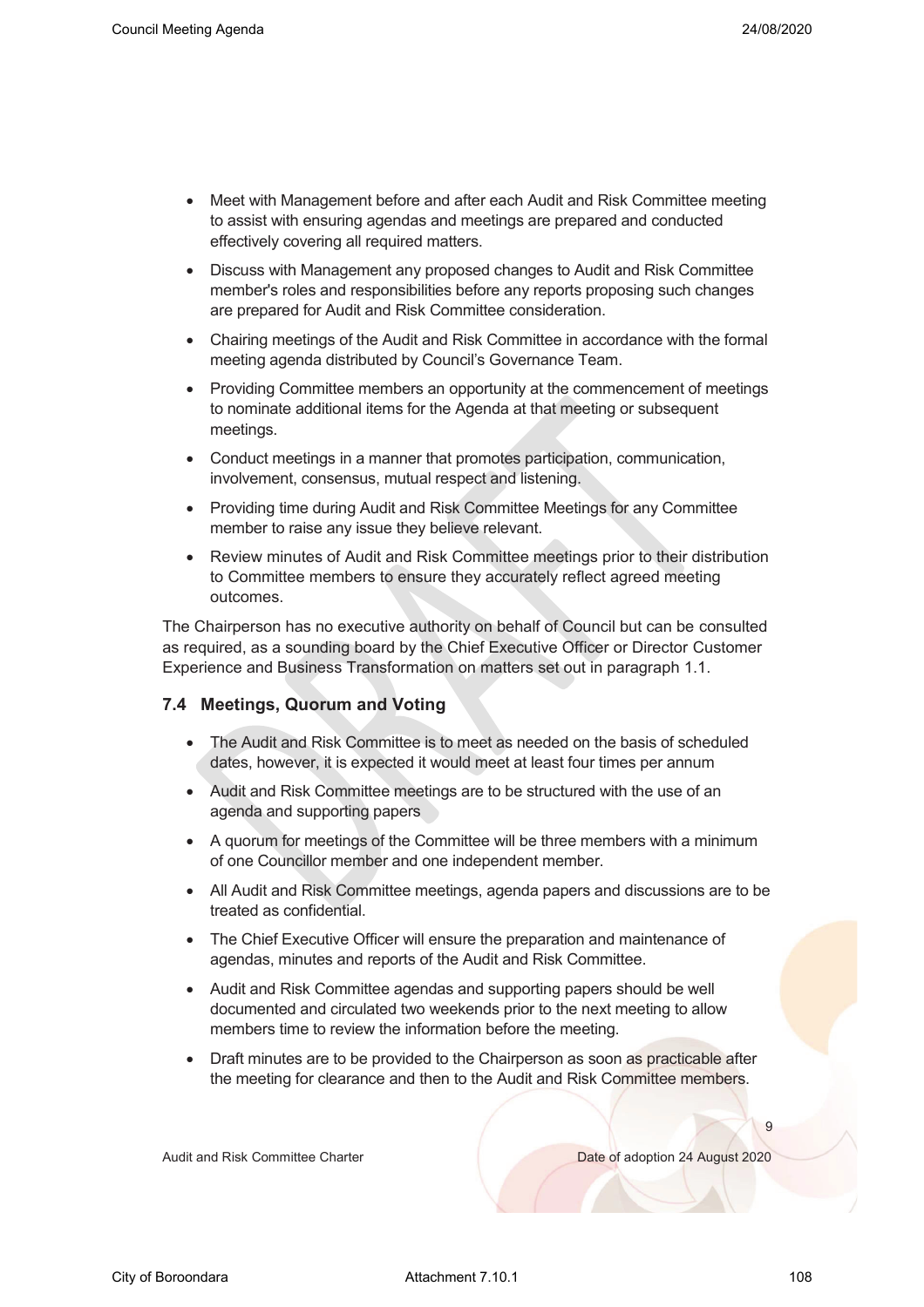- Meet with Management before and after each Audit and Risk Committee meeting to assist with ensuring agendas and meetings are prepared and conducted effectively covering all required matters.
- Discuss with Management any proposed changes to Audit and Risk Committee member's roles and responsibilities before any reports proposing such changes are prepared for Audit and Risk Committee consideration.
- Chairing meetings of the Audit and Risk Committee in accordance with the formal meeting agenda distributed by Council's Governance Team.
- Providing Committee members an opportunity at the commencement of meetings to nominate additional items for the Agenda at that meeting or subsequent meetings.
- Conduct meetings in a manner that promotes participation, communication, involvement, consensus, mutual respect and listening.
- Providing time during Audit and Risk Committee Meetings for any Committee member to raise any issue they believe relevant.
- Review minutes of Audit and Risk Committee meetings prior to their distribution to Committee members to ensure they accurately reflect agreed meeting outcomes.

The Chairperson has no executive authority on behalf of Council but can be consulted as required, as a sounding board by the Chief Executive Officer or Director Customer Experience and Business Transformation on matters set out in paragraph 1.1.

### 7.4 Meetings, Quorum and Voting

- The Audit and Risk Committee is to meet as needed on the basis of scheduled dates, however, it is expected it would meet at least four times per annum
- Audit and Risk Committee meetings are to be structured with the use of an agenda and supporting papers
- A quorum for meetings of the Committee will be three members with a minimum of one Councillor member and one independent member.
- All Audit and Risk Committee meetings, agenda papers and discussions are to be treated as confidential.
- The Chief Executive Officer will ensure the preparation and maintenance of agendas, minutes and reports of the Audit and Risk Committee.
- Audit and Risk Committee agendas and supporting papers should be well documented and circulated two weekends prior to the next meeting to allow members time to review the information before the meeting.
- Draft minutes are to be provided to the Chairperson as soon as practicable after the meeting for clearance and then to the Audit and Risk Committee members.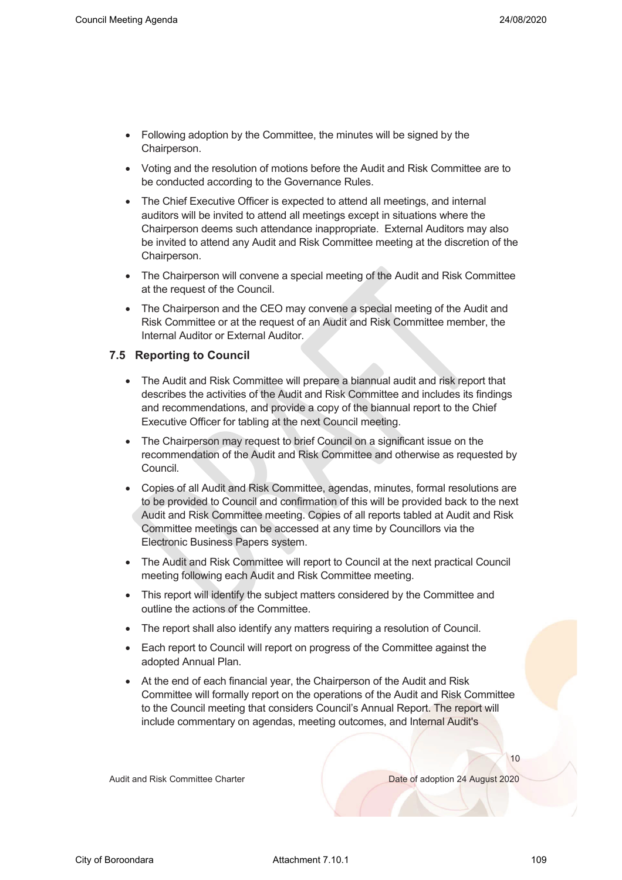- Following adoption by the Committee, the minutes will be signed by the Chairperson.
- Voting and the resolution of motions before the Audit and Risk Committee are to be conducted according to the Governance Rules.
- The Chief Executive Officer is expected to attend all meetings, and internal auditors will be invited to attend all meetings except in situations where the Chairperson deems such attendance inappropriate. External Auditors may also be invited to attend any Audit and Risk Committee meeting at the discretion of the Chairperson.
- The Chairperson will convene a special meeting of the Audit and Risk Committee at the request of the Council.
- The Chairperson and the CEO may convene a special meeting of the Audit and Risk Committee or at the request of an Audit and Risk Committee member, the Internal Auditor or External Auditor.

### 7.5 Reporting to Council

- The Audit and Risk Committee will prepare a biannual audit and risk report that describes the activities of the Audit and Risk Committee and includes its findings and recommendations, and provide a copy of the biannual report to the Chief Executive Officer for tabling at the next Council meeting.
- The Chairperson may request to brief Council on a significant issue on the recommendation of the Audit and Risk Committee and otherwise as requested by Council.
- Copies of all Audit and Risk Committee, agendas, minutes, formal resolutions are to be provided to Council and confirmation of this will be provided back to the next Audit and Risk Committee meeting. Copies of all reports tabled at Audit and Risk Committee meetings can be accessed at any time by Councillors via the Electronic Business Papers system.
- The Audit and Risk Committee will report to Council at the next practical Council meeting following each Audit and Risk Committee meeting.
- This report will identify the subject matters considered by the Committee and outline the actions of the Committee.
- The report shall also identify any matters requiring a resolution of Council.
- Each report to Council will report on progress of the Committee against the adopted Annual Plan.
- At the end of each financial year, the Chairperson of the Audit and Risk Committee will formally report on the operations of the Audit and Risk Committee to the Council meeting that considers Council's Annual Report. The report will include commentary on agendas, meeting outcomes, and Internal Audit's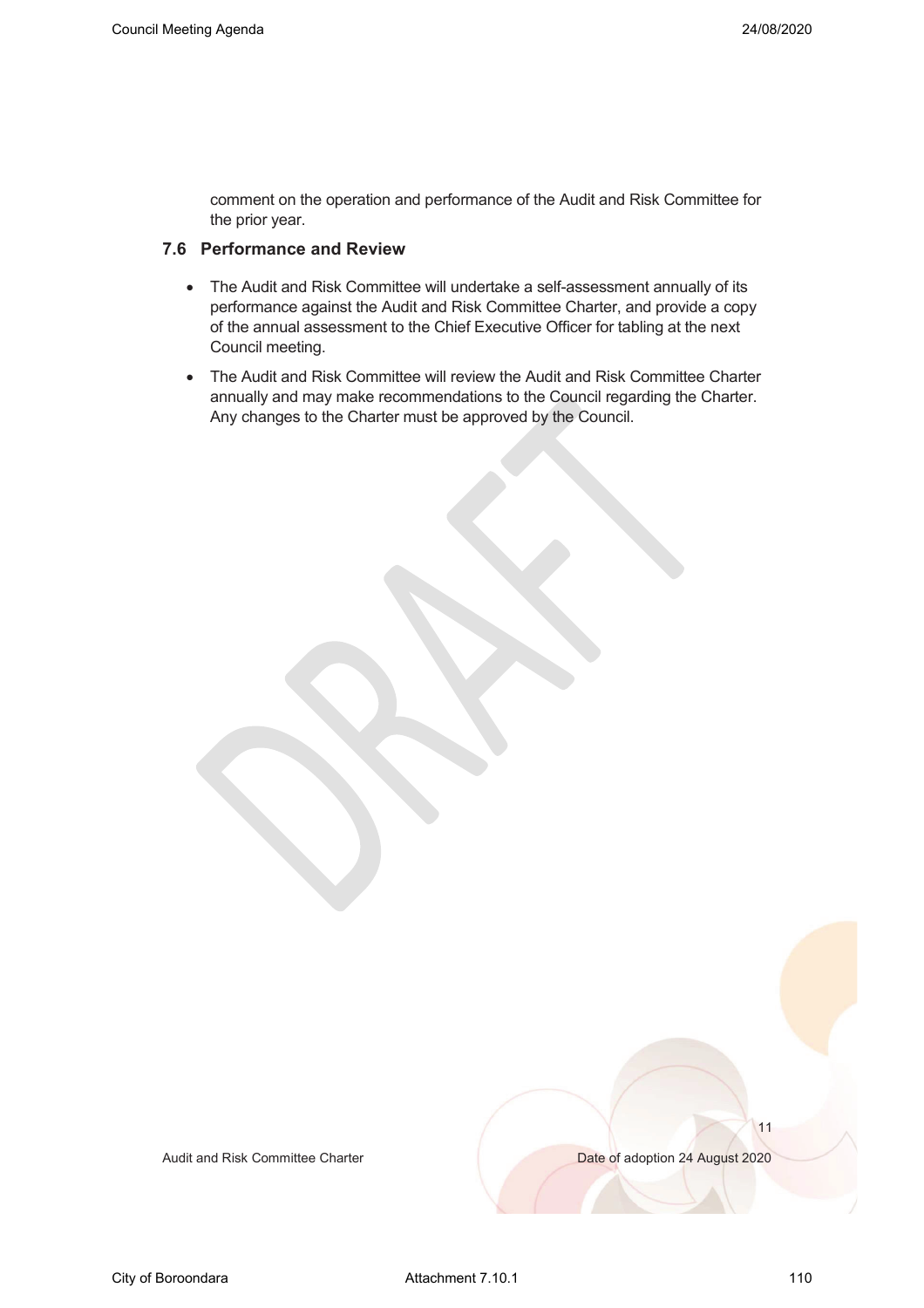comment on the operation and performance of the Audit and Risk Committee for the prior year.

### 7.6 Performance and Review

- The Audit and Risk Committee will undertake a self-assessment annually of its performance against the Audit and Risk Committee Charter, and provide a copy of the annual assessment to the Chief Executive Officer for tabling at the next Council meeting.
- The Audit and Risk Committee will review the Audit and Risk Committee Charter annually and may make recommendations to the Council regarding the Charter. Any changes to the Charter must be approved by the Council.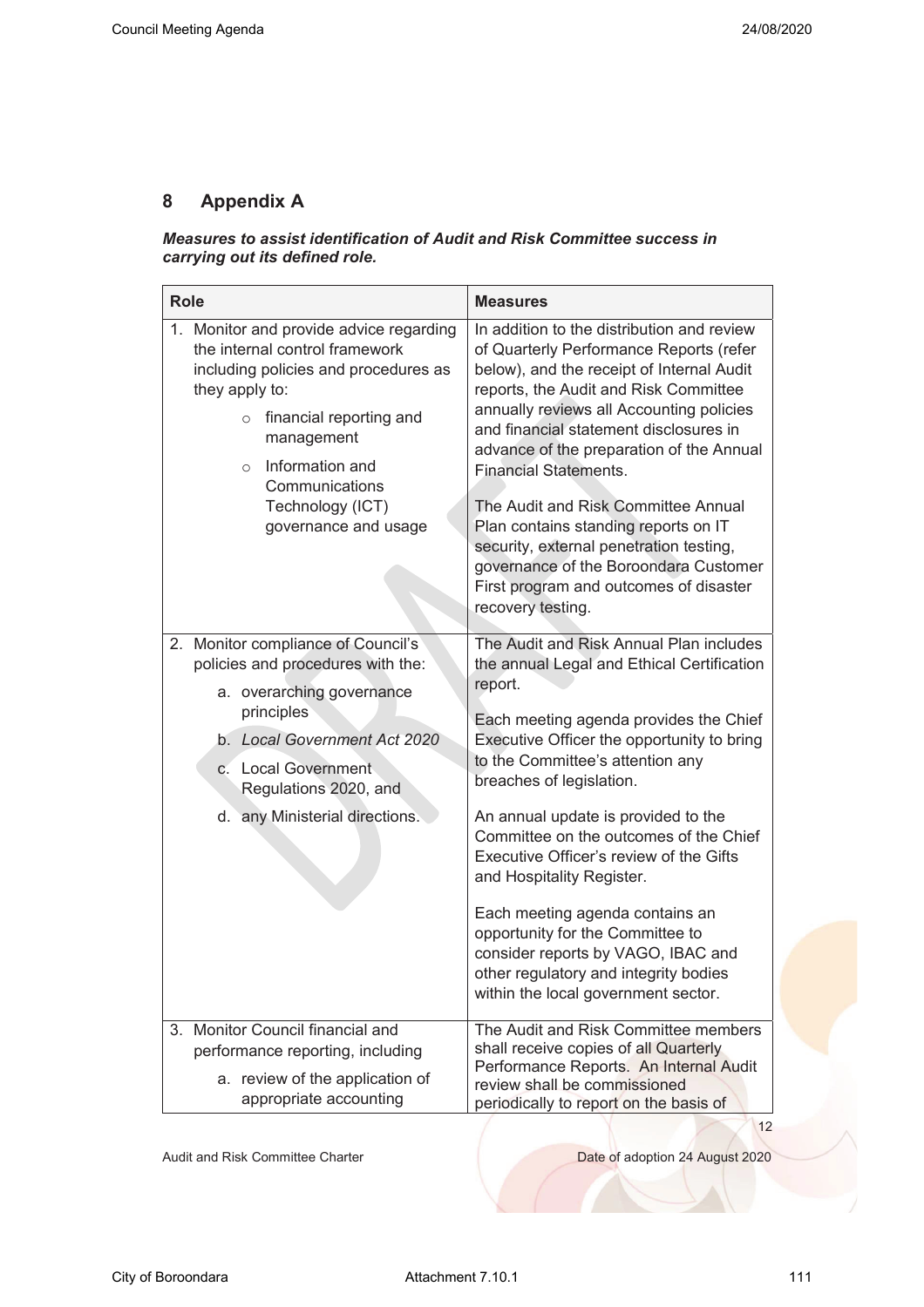## 8 Appendix A

***Measures to assist identification of Audit and Risk Committee success in carrying out its defined role.***

| Role | Measures |
|---|---|
| 1. Monitor and provide advice regarding the internal control framework including policies and procedures as they apply to:<br>○ financial reporting and management<br>○ Information and Communications Technology (ICT) governance and usage | In addition to the distribution and review of Quarterly Performance Reports (refer below), and the receipt of Internal Audit reports, the Audit and Risk Committee annually reviews all Accounting policies and financial statement disclosures in advance of the preparation of the Annual Financial Statements.<br><br>The Audit and Risk Committee Annual Plan contains standing reports on IT security, external penetration testing, governance of the Boroondara Customer First program and outcomes of disaster recovery testing. |
| 2. Monitor compliance of Council's policies and procedures with the:<br>a. overarching governance principles<br>b. *Local Government Act 2020*<br>c. Local Government Regulations 2020, and<br>d. any Ministerial directions. | The Audit and Risk Annual Plan includes the annual Legal and Ethical Certification report.<br><br>Each meeting agenda provides the Chief Executive Officer the opportunity to bring to the Committee's attention any breaches of legislation.<br><br>An annual update is provided to the Committee on the outcomes of the Chief Executive Officer's review of the Gifts and Hospitality Register.<br><br>Each meeting agenda contains an opportunity for the Committee to consider reports by VAGO, IBAC and other regulatory and integrity bodies within the local government sector. |
| 3. Monitor Council financial and performance reporting, including<br>a. review of the application of appropriate accounting | The Audit and Risk Committee members shall receive copies of all Quarterly Performance Reports. An Internal Audit review shall be commissioned periodically to report on the basis of |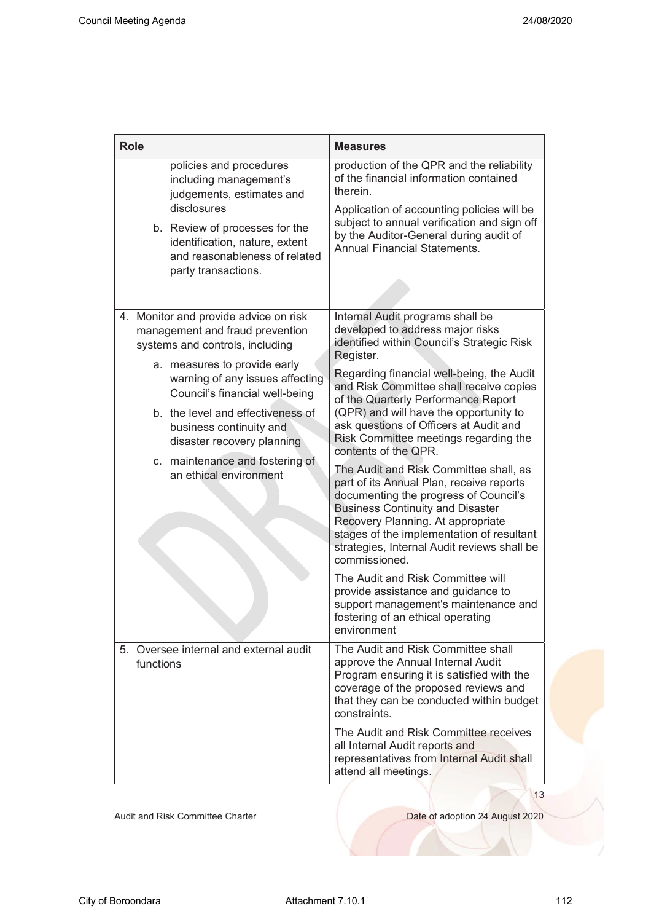| Role | Measures |
| --- | --- |
| policies and procedures including management's judgements, estimates and disclosures<br>b. Review of processes for the identification, nature, extent and reasonableness of related party transactions. | production of the QPR and the reliability of the financial information contained therein.<br>Application of accounting policies will be subject to annual verification and sign off by the Auditor-General during audit of Annual Financial Statements. |
| 4. Monitor and provide advice on risk management and fraud prevention systems and controls, including<br>a. measures to provide early warning of any issues affecting Council's financial well-being<br>b. the level and effectiveness of business continuity and disaster recovery planning<br>c. maintenance and fostering of an ethical environment | Internal Audit programs shall be developed to address major risks identified within Council's Strategic Risk Register.<br>Regarding financial well-being, the Audit and Risk Committee shall receive copies of the Quarterly Performance Report (QPR) and will have the opportunity to ask questions of Officers at Audit and Risk Committee meetings regarding the contents of the QPR.<br>The Audit and Risk Committee shall, as part of its Annual Plan, receive reports documenting the progress of Council's Business Continuity and Disaster Recovery Planning. At appropriate stages of the implementation of resultant strategies, Internal Audit reviews shall be commissioned.<br>The Audit and Risk Committee will provide assistance and guidance to support management's maintenance and fostering of an ethical operating environment |
| 5. Oversee internal and external audit functions | The Audit and Risk Committee shall approve the Annual Internal Audit Program ensuring it is satisfied with the coverage of the proposed reviews and that they can be conducted within budget constraints.<br>The Audit and Risk Committee receives all Internal Audit reports and representatives from Internal Audit shall attend all meetings. |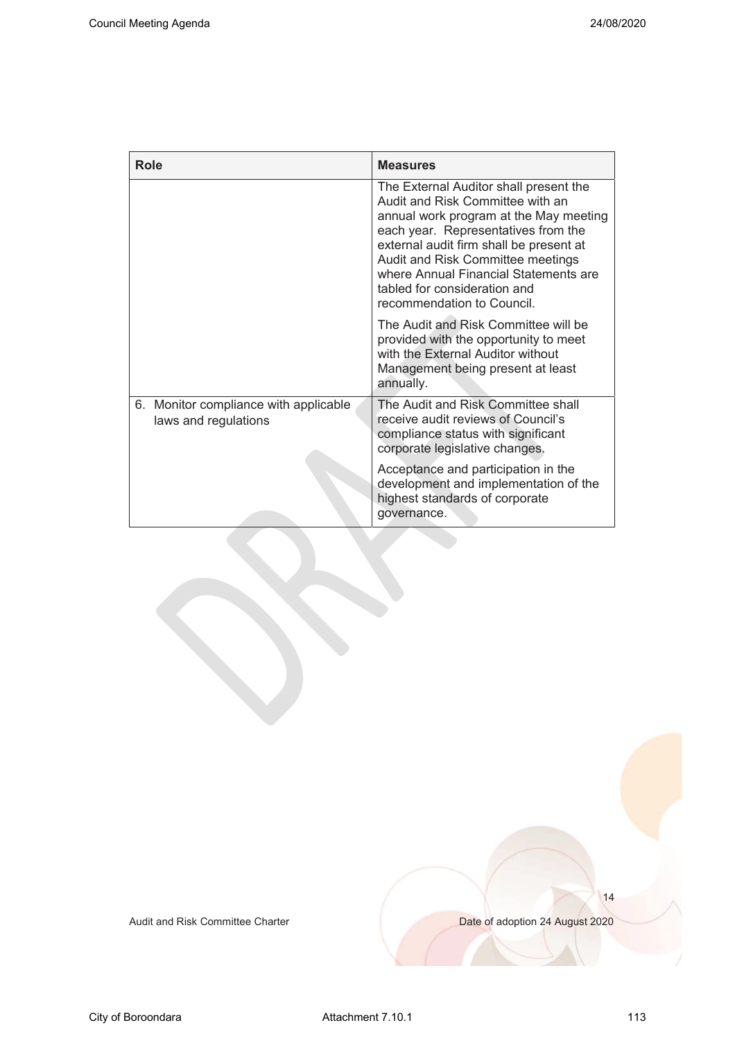| Role | Measures |
| --- | --- |
| | The External Auditor shall present the Audit and Risk Committee with an annual work program at the May meeting each year. Representatives from the external audit firm shall be present at Audit and Risk Committee meetings where Annual Financial Statements are tabled for consideration and recommendation to Council.<br><br>The Audit and Risk Committee will be provided with the opportunity to meet with the External Auditor without Management being present at least annually. |
| 6. Monitor compliance with applicable laws and regulations | The Audit and Risk Committee shall receive audit reviews of Council's compliance status with significant corporate legislative changes.<br><br>Acceptance and participation in the development and implementation of the highest standards of corporate governance. |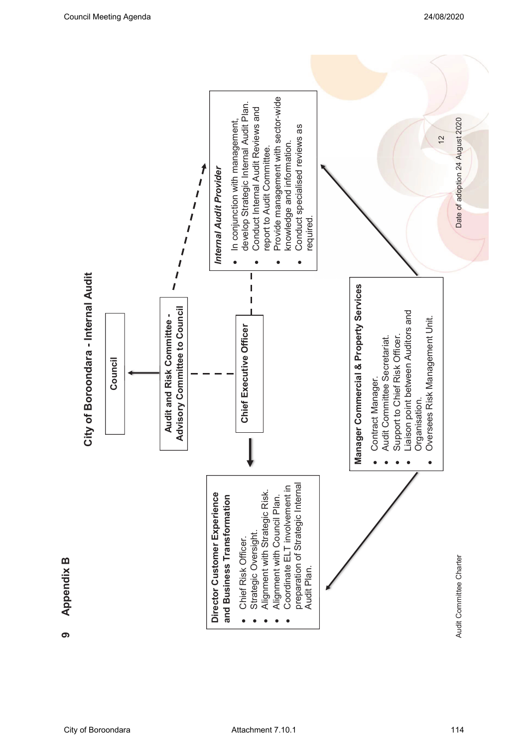## 9 Appendix B

### City of Boroondara - Internal Audit

**Council**

**Audit and Risk Committee - Advisory Committee to Council**

**Chief Executive Officer**

**Director Customer Experience and Business Transformation**

- Chief Risk Officer.
- Strategic Oversight.
- Alignment with Strategic Risk.
- Alignment with Council Plan.
- Coordinate ELT involvement in preparation of Strategic Internal Audit Plan.

**Manager Commercial & Property Services**

- Contract Manager.
- Audit Committee Secretariat.
- Support to Chief Risk Officer.
- Liaison point between Auditors and Organisation.
- Oversees Risk Management Unit.

***Internal Audit Provider***

- In conjunction with management, develop Strategic Internal Audit Plan.
- Conduct Internal Audit Reviews and report to Audit Committee.
- Provide management with sector-wide knowledge and information.
- Conduct specialised reviews as required.

Audit Committee Charter

Date of adoption 24 August 2020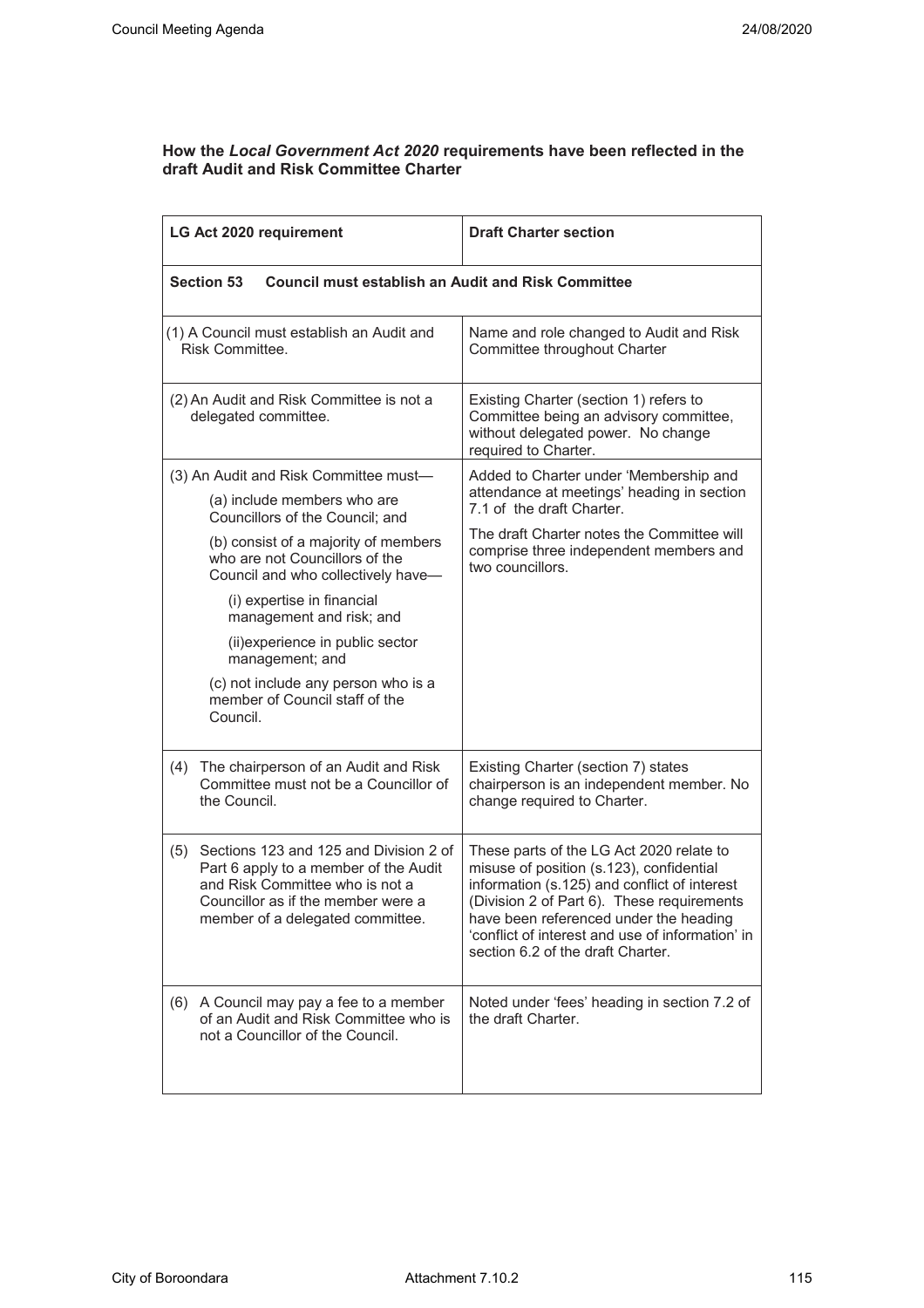**How the *Local Government Act 2020* requirements have been reflected in the draft Audit and Risk Committee Charter**

| LG Act 2020 requirement | Draft Charter section |
|---|---|
| **Section 53 Council must establish an Audit and Risk Committee** | |
| (1) A Council must establish an Audit and Risk Committee. | Name and role changed to Audit and Risk Committee throughout Charter |
| (2) An Audit and Risk Committee is not a delegated committee. | Existing Charter (section 1) refers to Committee being an advisory committee, without delegated power. No change required to Charter. |
| (3) An Audit and Risk Committee must—<br>(a) include members who are Councillors of the Council; and<br>(b) consist of a majority of members who are not Councillors of the Council and who collectively have—<br>(i) expertise in financial management and risk; and<br>(ii)experience in public sector management; and<br>(c) not include any person who is a member of Council staff of the Council. | Added to Charter under 'Membership and attendance at meetings' heading in section 7.1 of the draft Charter.<br>The draft Charter notes the Committee will comprise three independent members and two councillors. |
| (4) The chairperson of an Audit and Risk Committee must not be a Councillor of the Council. | Existing Charter (section 7) states chairperson is an independent member. No change required to Charter. |
| (5) Sections 123 and 125 and Division 2 of Part 6 apply to a member of the Audit and Risk Committee who is not a Councillor as if the member were a member of a delegated committee. | These parts of the LG Act 2020 relate to misuse of position (s.123), confidential information (s.125) and conflict of interest (Division 2 of Part 6). These requirements have been referenced under the heading 'conflict of interest and use of information' in section 6.2 of the draft Charter. |
| (6) A Council may pay a fee to a member of an Audit and Risk Committee who is not a Councillor of the Council. | Noted under 'fees' heading in section 7.2 of the draft Charter. |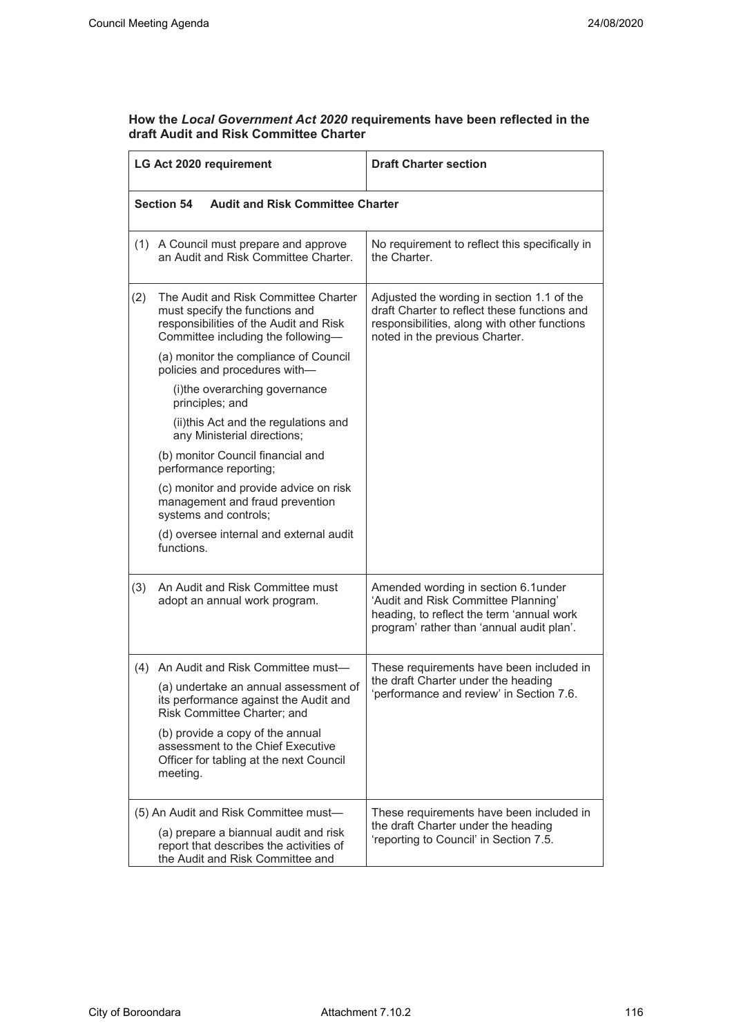**How the *Local Government Act 2020* requirements have been reflected in the draft Audit and Risk Committee Charter**

| LG Act 2020 requirement | Draft Charter section |
|---|---|
| **Section 54 Audit and Risk Committee Charter** | |
| (1) A Council must prepare and approve an Audit and Risk Committee Charter. | No requirement to reflect this specifically in the Charter. |
| (2) The Audit and Risk Committee Charter must specify the functions and responsibilities of the Audit and Risk Committee including the following—<br>(a) monitor the compliance of Council policies and procedures with—<br>(i)the overarching governance principles; and<br>(ii)this Act and the regulations and any Ministerial directions;<br>(b) monitor Council financial and performance reporting;<br>(c) monitor and provide advice on risk management and fraud prevention systems and controls;<br>(d) oversee internal and external audit functions. | Adjusted the wording in section 1.1 of the draft Charter to reflect these functions and responsibilities, along with other functions noted in the previous Charter. |
| (3) An Audit and Risk Committee must adopt an annual work program. | Amended wording in section 6.1under 'Audit and Risk Committee Planning' heading, to reflect the term 'annual work program' rather than 'annual audit plan'. |
| (4) An Audit and Risk Committee must—<br>(a) undertake an annual assessment of its performance against the Audit and Risk Committee Charter; and<br>(b) provide a copy of the annual assessment to the Chief Executive Officer for tabling at the next Council meeting. | These requirements have been included in the draft Charter under the heading 'performance and review' in Section 7.6. |
| (5) An Audit and Risk Committee must—<br>(a) prepare a biannual audit and risk report that describes the activities of the Audit and Risk Committee and | These requirements have been included in the draft Charter under the heading 'reporting to Council' in Section 7.5. |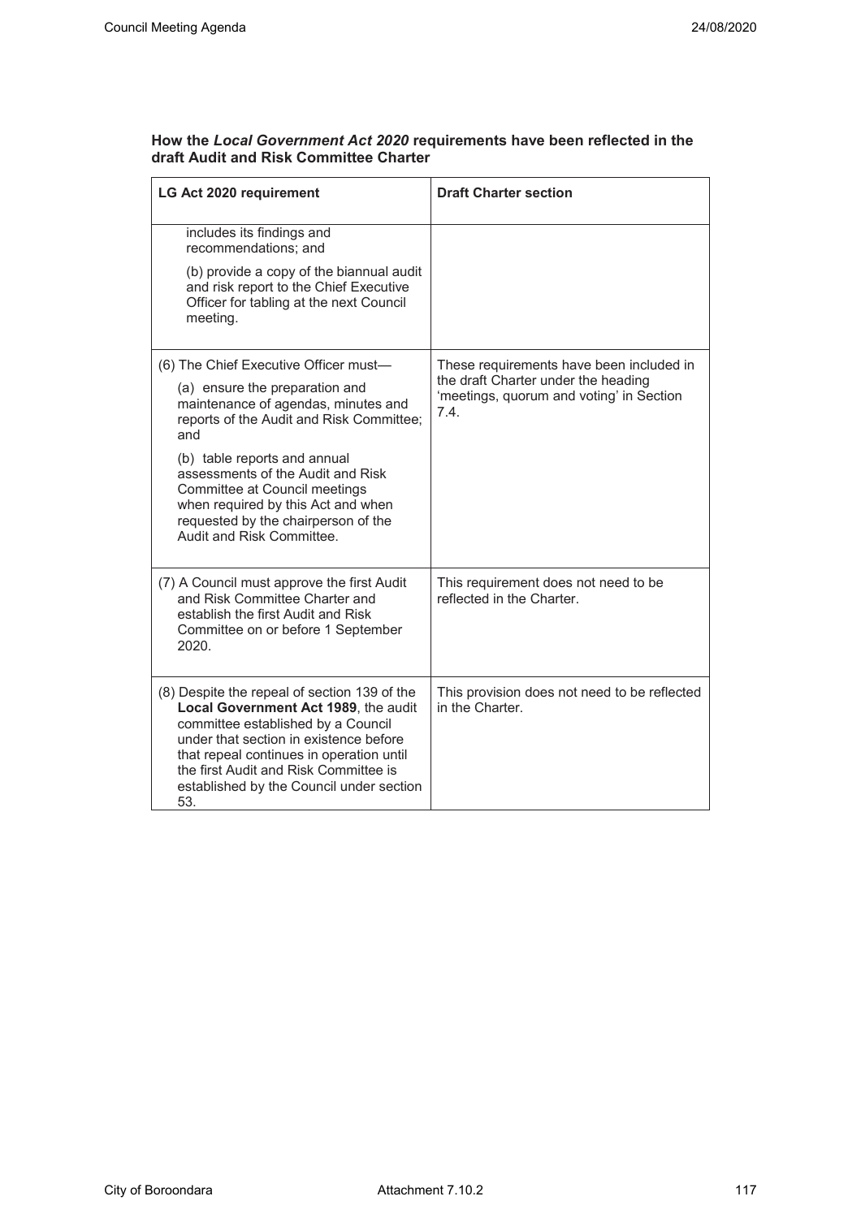**How the *Local Government Act 2020* requirements have been reflected in the draft Audit and Risk Committee Charter**

| LG Act 2020 requirement | Draft Charter section |
|---|---|
| includes its findings and recommendations; and<br><br>(b) provide a copy of the biannual audit and risk report to the Chief Executive Officer for tabling at the next Council meeting. | |
| (6) The Chief Executive Officer must—<br><br>(a) ensure the preparation and maintenance of agendas, minutes and reports of the Audit and Risk Committee; and<br><br>(b) table reports and annual assessments of the Audit and Risk Committee at Council meetings when required by this Act and when requested by the chairperson of the Audit and Risk Committee. | These requirements have been included in the draft Charter under the heading 'meetings, quorum and voting' in Section 7.4. |
| (7) A Council must approve the first Audit and Risk Committee Charter and establish the first Audit and Risk Committee on or before 1 September 2020. | This requirement does not need to be reflected in the Charter. |
| (8) Despite the repeal of section 139 of the **Local Government Act 1989**, the audit committee established by a Council under that section in existence before that repeal continues in operation until the first Audit and Risk Committee is established by the Council under section 53. | This provision does not need to be reflected in the Charter. |